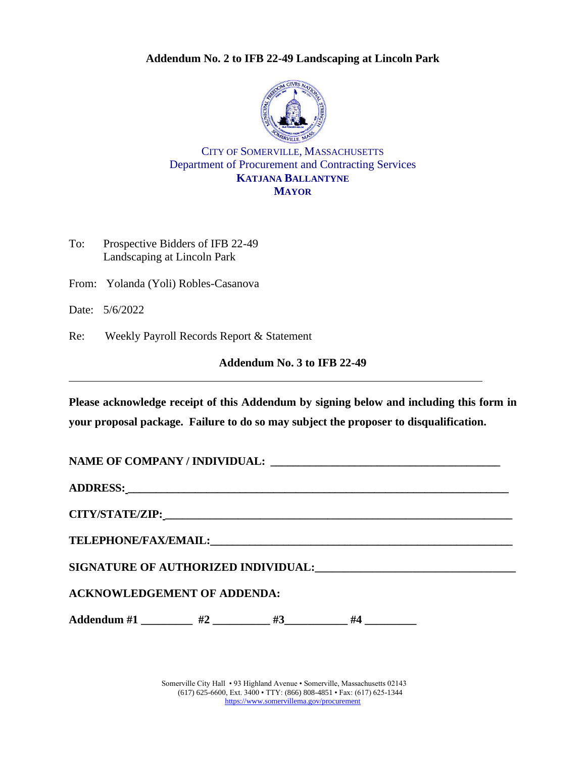**Addendum No. 2 to IFB 22-49 Landscaping at Lincoln Park**

CITY OF SOMERVILLE, MASSACHUSETTS
Department of Procurement and Contracting Services
**KATJANA BALLANTYNE**
**MAYOR**

To: Prospective Bidders of IFB 22-49
Landscaping at Lincoln Park

From: Yolanda (Yoli) Robles-Casanova

Date: 5/6/2022

Re: Weekly Payroll Records Report & Statement

**Addendum No. 3 to IFB 22-49**

---

**Please acknowledge receipt of this Addendum by signing below and including this form in your proposal package. Failure to do so may subject the proposer to disqualification.**

**NAME OF COMPANY / INDIVIDUAL: ________________________________________**

**ADDRESS: ________________________________________________________________**

**CITY/STATE/ZIP: ___________________________________________________________**

**TELEPHONE/FAX/EMAIL: ____________________________________________________**

**SIGNATURE OF AUTHORIZED INDIVIDUAL: ______________________________**

**ACKNOWLEDGEMENT OF ADDENDA:**

**Addendum #1 _________ #2 __________ #3___________ #4 _________**

Somerville City Hall • 93 Highland Avenue • Somerville, Massachusetts 02143
(617) 625-6600, Ext. 3400 • TTY: (866) 808-4851 • Fax: (617) 625-1344
https://www.somervillema.gov/procurement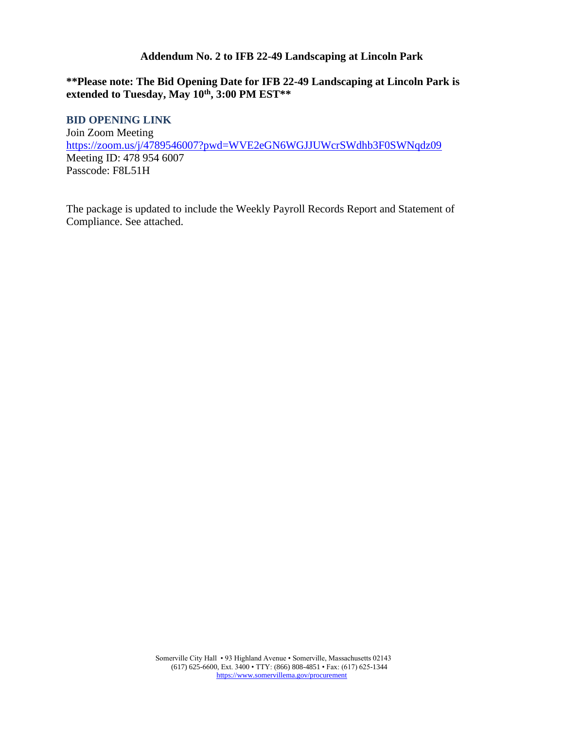# Addendum No. 2 to IFB 22-49 Landscaping at Lincoln Park

**\*\*Please note: The Bid Opening Date for IFB 22-49 Landscaping at Lincoln Park is extended to Tuesday, May 10th, 3:00 PM EST\*\***

**BID OPENING LINK**

Join Zoom Meeting
https://zoom.us/j/4789546007?pwd=WVE2eGN6WGJJUWcrSWdhb3F0SWNqdz09
Meeting ID: 478 954 6007
Passcode: F8L51H

The package is updated to include the Weekly Payroll Records Report and Statement of Compliance. See attached.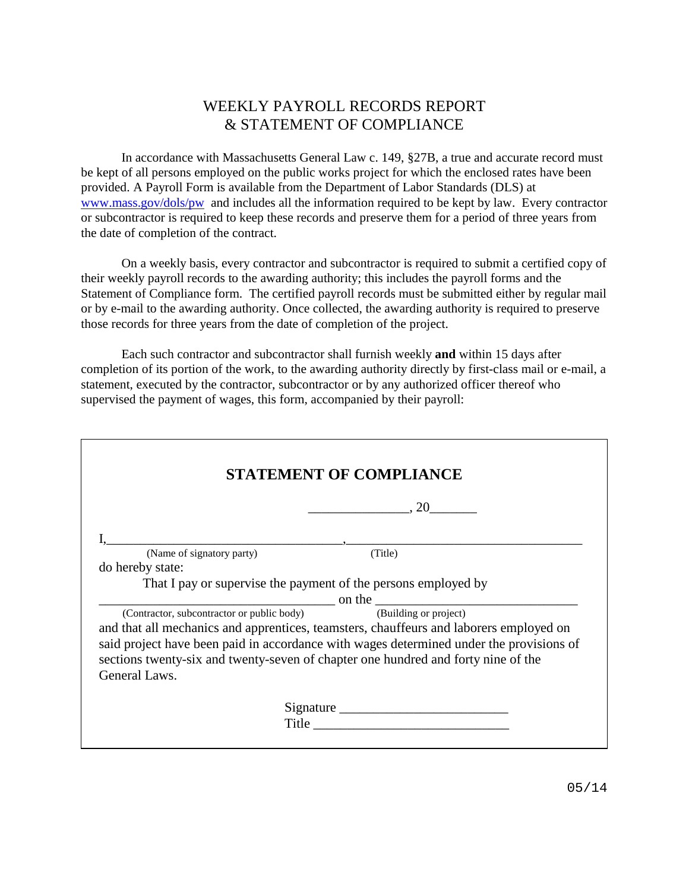# WEEKLY PAYROLL RECORDS REPORT
# & STATEMENT OF COMPLIANCE

In accordance with Massachusetts General Law c. 149, §27B, a true and accurate record must be kept of all persons employed on the public works project for which the enclosed rates have been provided. A Payroll Form is available from the Department of Labor Standards (DLS) at www.mass.gov/dols/pw and includes all the information required to be kept by law. Every contractor or subcontractor is required to keep these records and preserve them for a period of three years from the date of completion of the contract.

On a weekly basis, every contractor and subcontractor is required to submit a certified copy of their weekly payroll records to the awarding authority; this includes the payroll forms and the Statement of Compliance form. The certified payroll records must be submitted either by regular mail or by e-mail to the awarding authority. Once collected, the awarding authority is required to preserve those records for three years from the date of completion of the project.

Each such contractor and subcontractor shall furnish weekly **and** within 15 days after completion of its portion of the work, to the awarding authority directly by first-class mail or e-mail, a statement, executed by the contractor, subcontractor or by any authorized officer thereof who supervised the payment of wages, this form, accompanied by their payroll:

## STATEMENT OF COMPLIANCE

_______________, 20_______

I,_____________________________________,____________________________________
(Name of signatory party) (Title)

do hereby state:

That I pay or supervise the payment of the persons employed by

____________________________________ on the _______________________________
(Contractor, subcontractor or public body) (Building or project)

and that all mechanics and apprentices, teamsters, chauffeurs and laborers employed on said project have been paid in accordance with wages determined under the provisions of sections twenty-six and twenty-seven of chapter one hundred and forty nine of the General Laws.

Signature ________________________

Title ____________________________

05/14